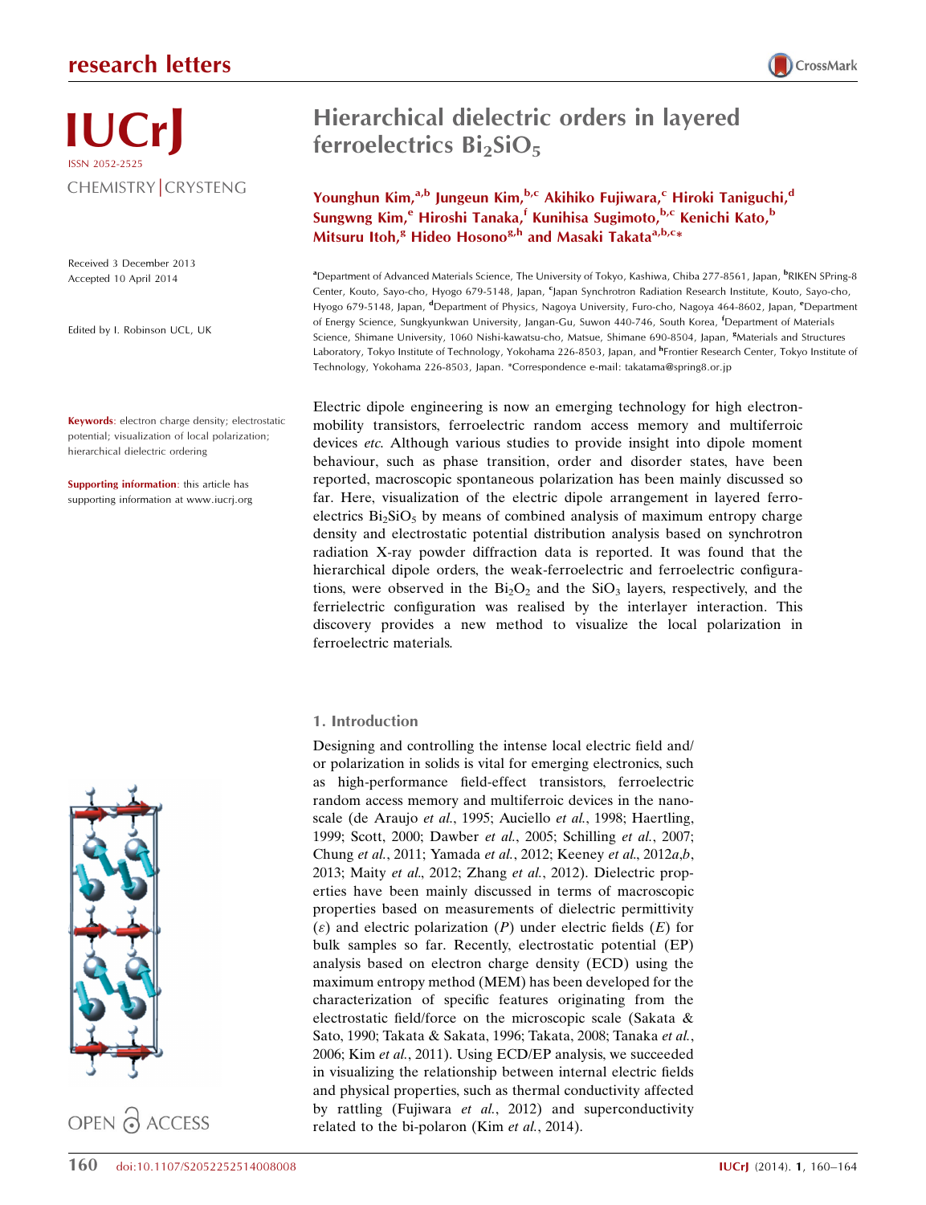research letters

IUCrJ
ISSN 2052-2525
CHEMISTRY | CRYSTENG

Received 3 December 2013
Accepted 10 April 2014

Edited by I. Robinson UCL, UK

**Keywords**: electron charge density; electrostatic potential; visualization of local polarization; hierarchical dielectric ordering

**Supporting information**: this article has supporting information at www.iucrj.org

# Hierarchical dielectric orders in layered ferroelectrics $Bi_2SiO_5$

**Younghun Kim,[a,b] Jungeun Kim,[b,c] Akihiko Fujiwara,[c] Hiroki Taniguchi,[d] Sungwng Kim,[e] Hiroshi Tanaka,[f] Kunihisa Sugimoto,[b,c] Kenichi Kato,[b] Mitsuru Itoh,[g] Hideo Hosono[g,h] and Masaki Takata[a,b,c]***

[a]Department of Advanced Materials Science, The University of Tokyo, Kashiwa, Chiba 277-8561, Japan, [b]RIKEN SPring-8 Center, Kouto, Sayo-cho, Hyogo 679-5148, Japan, [c]Japan Synchrotron Radiation Research Institute, Kouto, Sayo-cho, Hyogo 679-5148, Japan, [d]Department of Physics, Nagoya University, Furo-cho, Nagoya 464-8602, Japan, [e]Department of Energy Science, Sungkyunkwan University, Jangan-Gu, Suwon 440-746, South Korea, [f]Department of Materials Science, Shimane University, 1060 Nishi-kawatsu-cho, Matsue, Shimane 690-8504, Japan, [g]Materials and Structures Laboratory, Tokyo Institute of Technology, Yokohama 226-8503, Japan, and [h]Frontier Research Center, Tokyo Institute of Technology, Yokohama 226-8503, Japan. *Correspondence e-mail: takatama@spring8.or.jp

Electric dipole engineering is now an emerging technology for high electron-mobility transistors, ferroelectric random access memory and multiferroic devices *etc*. Although various studies to provide insight into dipole moment behaviour, such as phase transition, order and disorder states, have been reported, macroscopic spontaneous polarization has been mainly discussed so far. Here, visualization of the electric dipole arrangement in layered ferroelectrics $Bi_2SiO_5$ by means of combined analysis of maximum entropy charge density and electrostatic potential distribution analysis based on synchrotron radiation X-ray powder diffraction data is reported. It was found that the hierarchical dipole orders, the weak-ferroelectric and ferroelectric configurations, were observed in the $Bi_2O_2$ and the $SiO_3$ layers, respectively, and the ferrielectric configuration was realised by the interlayer interaction. This discovery provides a new method to visualize the local polarization in ferroelectric materials.

OPEN ACCESS

## 1. Introduction

Designing and controlling the intense local electric field and/or polarization in solids is vital for emerging electronics, such as high-performance field-effect transistors, ferroelectric random access memory and multiferroic devices in the nano-scale (de Araujo *et al.*, 1995; Auciello *et al.*, 1998; Haertling, 1999; Scott, 2000; Dawber *et al.*, 2005; Schilling *et al.*, 2007; Chung *et al.*, 2011; Yamada *et al.*, 2012; Keeney *et al.*, 2012*a*,*b*, 2013; Maity *et al.*, 2012; Zhang *et al.*, 2012). Dielectric properties have been mainly discussed in terms of macroscopic properties based on measurements of dielectric permittivity ($\varepsilon$) and electric polarization ($P$) under electric fields ($E$) for bulk samples so far. Recently, electrostatic potential (EP) analysis based on electron charge density (ECD) using the maximum entropy method (MEM) has been developed for the characterization of specific features originating from the electrostatic field/force on the microscopic scale (Sakata & Sato, 1990; Takata & Sakata, 1996; Takata, 2008; Tanaka *et al.*, 2006; Kim *et al.*, 2011). Using ECD/EP analysis, we succeeded in visualizing the relationship between internal electric fields and physical properties, such as thermal conductivity affected by rattling (Fujiwara *et al.*, 2012) and superconductivity related to the bi-polaron (Kim *et al.*, 2014).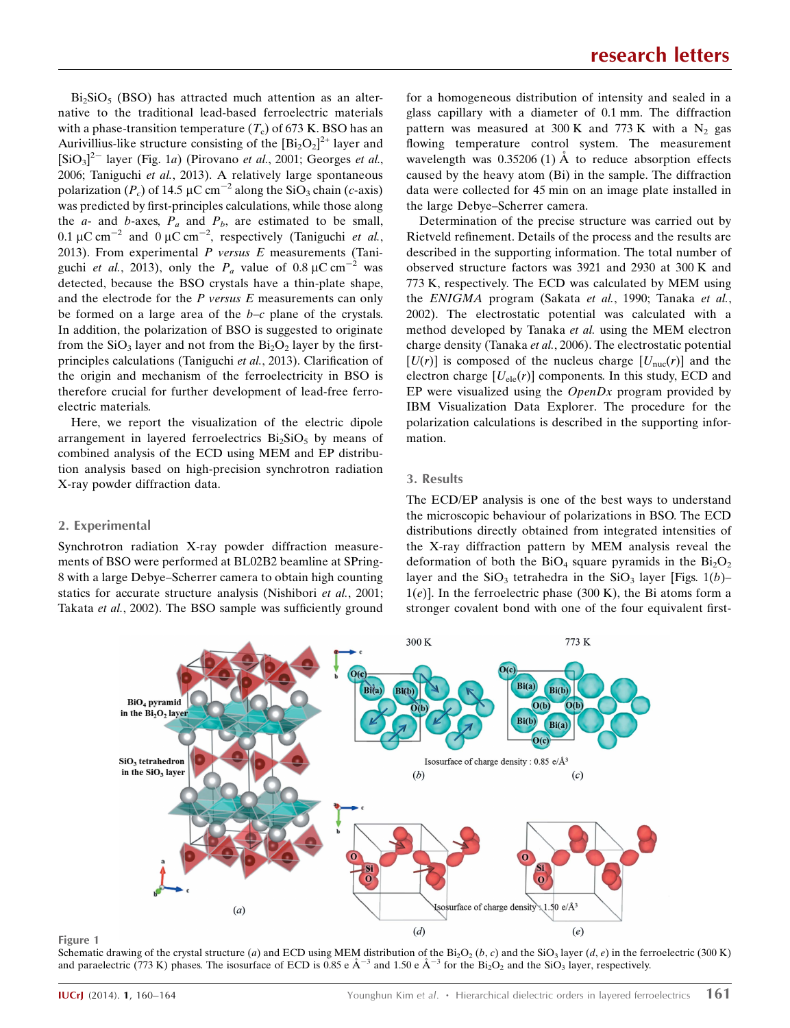$Bi_2SiO_5$ (BSO) has attracted much attention as an alternative to the traditional lead-based ferroelectric materials with a phase-transition temperature ($T_c$) of 673 K. BSO has an Aurivillius-like structure consisting of the $[Bi_2O_2]^{2+}$ layer and $[SiO_3]^{2-}$ layer (Fig. 1*a*) (Pirovano *et al.*, 2001; Georges *et al.*, 2006; Taniguchi *et al.*, 2013). A relatively large spontaneous polarization ($P_c$) of 14.5 μC cm$^{-2}$ along the $SiO_3$ chain (*c*-axis) was predicted by first-principles calculations, while those along the *a*- and *b*-axes, $P_a$ and $P_b$, are estimated to be small, 0.1 μC cm$^{-2}$ and 0 μC cm$^{-2}$, respectively (Taniguchi *et al.*, 2013). From experimental *P versus E* measurements (Taniguchi *et al.*, 2013), only the $P_a$ value of 0.8 μC cm$^{-2}$ was detected, because the BSO crystals have a thin-plate shape, and the electrode for the *P versus E* measurements can only be formed on a large area of the *b*–*c* plane of the crystals. In addition, the polarization of BSO is suggested to originate from the $SiO_3$ layer and not from the $Bi_2O_2$ layer by the first-principles calculations (Taniguchi *et al.*, 2013). Clarification of the origin and mechanism of the ferroelectricity in BSO is therefore crucial for further development of lead-free ferroelectric materials.

Here, we report the visualization of the electric dipole arrangement in layered ferroelectrics $Bi_2SiO_5$ by means of combined analysis of the ECD using MEM and EP distribution analysis based on high-precision synchrotron radiation X-ray powder diffraction data.

## 2. Experimental

Synchrotron radiation X-ray powder diffraction measurements of BSO were performed at BL02B2 beamline at SPring-8 with a large Debye–Scherrer camera to obtain high counting statics for accurate structure analysis (Nishibori *et al.*, 2001; Takata *et al.*, 2002). The BSO sample was sufficiently ground for a homogeneous distribution of intensity and sealed in a glass capillary with a diameter of 0.1 mm. The diffraction pattern was measured at 300 K and 773 K with a $N_2$ gas flowing temperature control system. The measurement wavelength was 0.35206 (1) Å to reduce absorption effects caused by the heavy atom (Bi) in the sample. The diffraction data were collected for 45 min on an image plate installed in the large Debye–Scherrer camera.

Determination of the precise structure was carried out by Rietveld refinement. Details of the process and the results are described in the supporting information. The total number of observed structure factors was 3921 and 2930 at 300 K and 773 K, respectively. The ECD was calculated by MEM using the *ENIGMA* program (Sakata *et al.*, 1990; Tanaka *et al.*, 2002). The electrostatic potential was calculated with a method developed by Tanaka *et al.* using the MEM electron charge density (Tanaka *et al.*, 2006). The electrostatic potential [$U(r)$] is composed of the nucleus charge [$U_{nuc}(r)$] and the electron charge [$U_{ele}(r)$] components. In this study, ECD and EP were visualized using the *OpenDx* program provided by IBM Visualization Data Explorer. The procedure for the polarization calculations is described in the supporting information.

## 3. Results

The ECD/EP analysis is one of the best ways to understand the microscopic behaviour of polarizations in BSO. The ECD distributions directly obtained from integrated intensities of the X-ray diffraction pattern by MEM analysis reveal the deformation of both the $BiO_4$ square pyramids in the $Bi_2O_2$ layer and the $SiO_3$ tetrahedra in the $SiO_3$ layer [Figs. 1(*b*)–1(*e*)]. In the ferroelectric phase (300 K), the Bi atoms form a stronger covalent bond with one of the four equivalent first-

Figure 1
Schematic drawing of the crystal structure (*a*) and ECD using MEM distribution of the $Bi_2O_2$ (*b*, *c*) and the $SiO_3$ layer (*d*, *e*) in the ferroelectric (300 K) and paraelectric (773 K) phases. The isosurface of ECD is 0.85 e Å$^{-3}$ and 1.50 e Å$^{-3}$ for the $Bi_2O_2$ and the $SiO_3$ layer, respectively.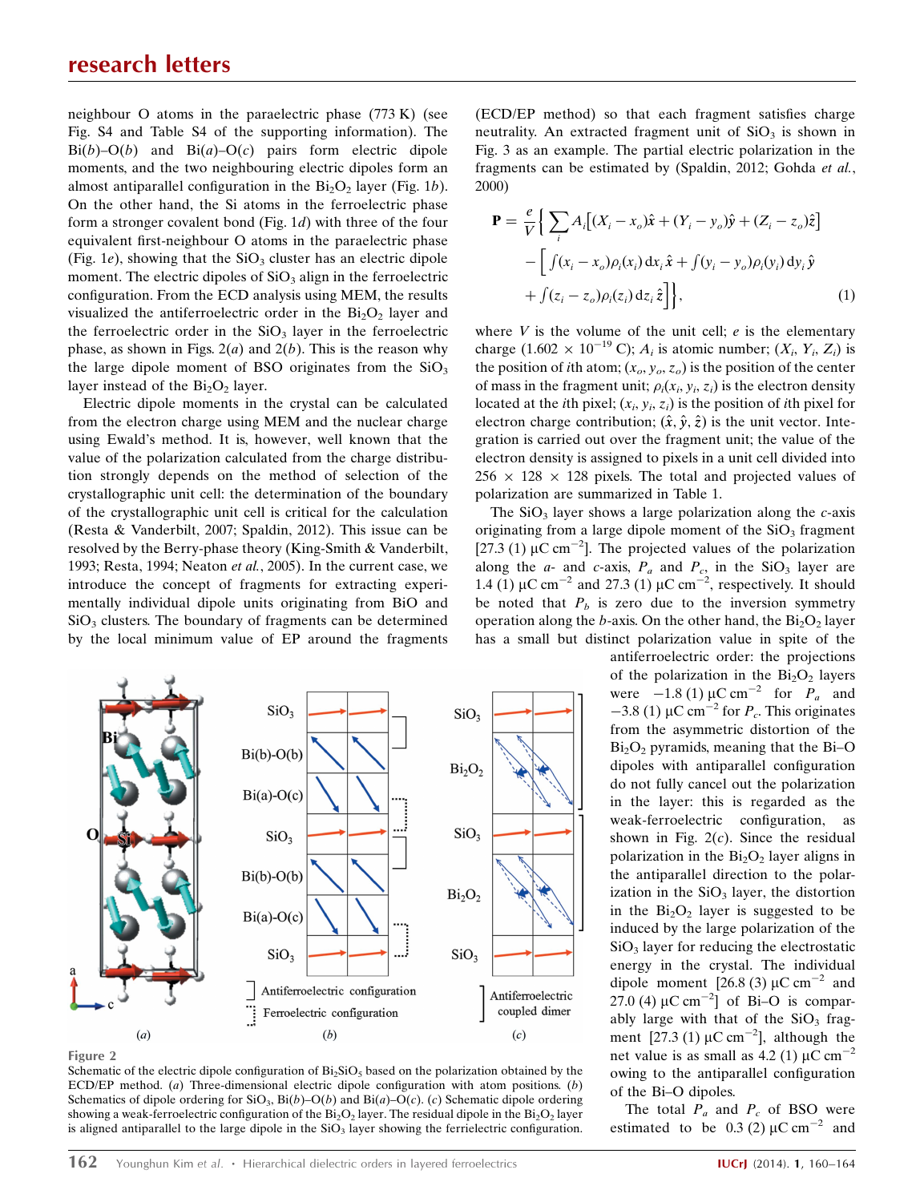neighbour O atoms in the paraelectric phase (773 K) (see Fig. S4 and Table S4 of the supporting information). The Bi($b$)–O($b$) and Bi($a$)–O($c$) pairs form electric dipole moments, and the two neighbouring electric dipoles form an almost antiparallel configuration in the $Bi_2O_2$ layer (Fig. 1$b$). On the other hand, the Si atoms in the ferroelectric phase form a stronger covalent bond (Fig. 1$d$) with three of the four equivalent first-neighbour O atoms in the paraelectric phase (Fig. 1$e$), showing that the $SiO_3$ cluster has an electric dipole moment. The electric dipoles of $SiO_3$ align in the ferroelectric configuration. From the ECD analysis using MEM, the results visualized the antiferroelectric order in the $Bi_2O_2$ layer and the ferroelectric order in the $SiO_3$ layer in the ferroelectric phase, as shown in Figs. 2($a$) and 2($b$). This is the reason why the large dipole moment of BSO originates from the $SiO_3$ layer instead of the $Bi_2O_2$ layer.

Electric dipole moments in the crystal can be calculated from the electron charge using MEM and the nuclear charge using Ewald's method. It is, however, well known that the value of the polarization calculated from the charge distribution strongly depends on the method of selection of the crystallographic unit cell: the determination of the boundary of the crystallographic unit cell is critical for the calculation (Resta & Vanderbilt, 2007; Spaldin, 2012). This issue can be resolved by the Berry-phase theory (King-Smith & Vanderbilt, 1993; Resta, 1994; Neaton *et al.*, 2005). In the current case, we introduce the concept of fragments for extracting experimentally individual dipole units originating from BiO and $SiO_3$ clusters. The boundary of fragments can be determined by the local minimum value of EP around the fragments (ECD/EP method) so that each fragment satisfies charge neutrality. An extracted fragment unit of $SiO_3$ is shown in Fig. 3 as an example. The partial electric polarization in the fragments can be estimated by (Spaldin, 2012; Gohda *et al.*, 2000)

$$\mathbf{P} = \frac{e}{V}\Big\{\sum_i A_i\big[(X_i - x_o)\hat{x} + (Y_i - y_o)\hat{y} + (Z_i - z_o)\hat{z}\big] - \Big[\int (x_i - x_o)\rho_i(x_i)\,\mathrm{d}x_i\,\hat{x} + \int (y_i - y_o)\rho_i(y_i)\,\mathrm{d}y_i\,\hat{y} + \int (z_i - z_o)\rho_i(z_i)\,\mathrm{d}z_i\,\hat{z}\Big]\Big\}, \quad (1)$$

where $V$ is the volume of the unit cell; $e$ is the elementary charge ($1.602 \times 10^{-19}$ C); $A_i$ is atomic number; $(X_i, Y_i, Z_i)$ is the position of $i$th atom; $(x_o, y_o, z_o)$ is the position of the center of mass in the fragment unit; $\rho_i(x_i, y_i, z_i)$ is the electron density located at the $i$th pixel; $(x_i, y_i, z_i)$ is the position of $i$th pixel for electron charge contribution; $(\hat{x}, \hat{y}, \hat{z})$ is the unit vector. Integration is carried out over the fragment unit; the value of the electron density is assigned to pixels in a unit cell divided into $256 \times 128 \times 128$ pixels. The total and projected values of polarization are summarized in Table 1.

The $SiO_3$ layer shows a large polarization along the $c$-axis originating from a large dipole moment of the $SiO_3$ fragment [27.3 (1) $\mu C\ cm^{-2}$]. The projected values of the polarization along the $a$- and $c$-axis, $P_a$ and $P_c$, in the $SiO_3$ layer are 1.4 (1) $\mu C\ cm^{-2}$ and 27.3 (1) $\mu C\ cm^{-2}$, respectively. It should be noted that $P_b$ is zero due to the inversion symmetry operation along the $b$-axis. On the other hand, the $Bi_2O_2$ layer has a small but distinct polarization value in spite of the antiferroelectric order: the projections of the polarization in the $Bi_2O_2$ layers were −1.8 (1) $\mu C\ cm^{-2}$ for $P_a$ and −3.8 (1) $\mu C\ cm^{-2}$ for $P_c$. This originates from the asymmetric distortion of the $Bi_2O_2$ pyramids, meaning that the Bi–O dipoles with antiparallel configuration do not fully cancel out the polarization in the layer: this is regarded as the weak-ferroelectric configuration, as shown in Fig. 2($c$). Since the residual polarization in the $Bi_2O_2$ layer aligns in the antiparallel direction to the polarization in the $SiO_3$ layer, the distortion in the $Bi_2O_2$ layer is suggested to be induced by the large polarization of the $SiO_3$ layer for reducing the electrostatic energy in the crystal. The individual dipole moment [26.8 (3) $\mu C\ cm^{-2}$ and 27.0 (4) $\mu C\ cm^{-2}$] of Bi–O is comparably large with that of the $SiO_3$ fragment [27.3 (1) $\mu C\ cm^{-2}$], although the net value is as small as 4.2 (1) $\mu C\ cm^{-2}$ owing to the antiparallel configuration of the Bi–O dipoles.

The total $P_a$ and $P_c$ of BSO were estimated to be 0.3 (2) $\mu C\ cm^{-2}$ and

**Figure 2**
Schematic of the electric dipole configuration of $Bi_2SiO_5$ based on the polarization obtained by the ECD/EP method. ($a$) Three-dimensional electric dipole configuration with atom positions. ($b$) Schematics of dipole ordering for $SiO_3$, Bi($b$)–O($b$) and Bi($a$)–O($c$). ($c$) Schematic dipole ordering showing a weak-ferroelectric configuration of the $Bi_2O_2$ layer. The residual dipole in the $Bi_2O_2$ layer is aligned antiparallel to the large dipole in the $SiO_3$ layer showing the ferrielectric configuration.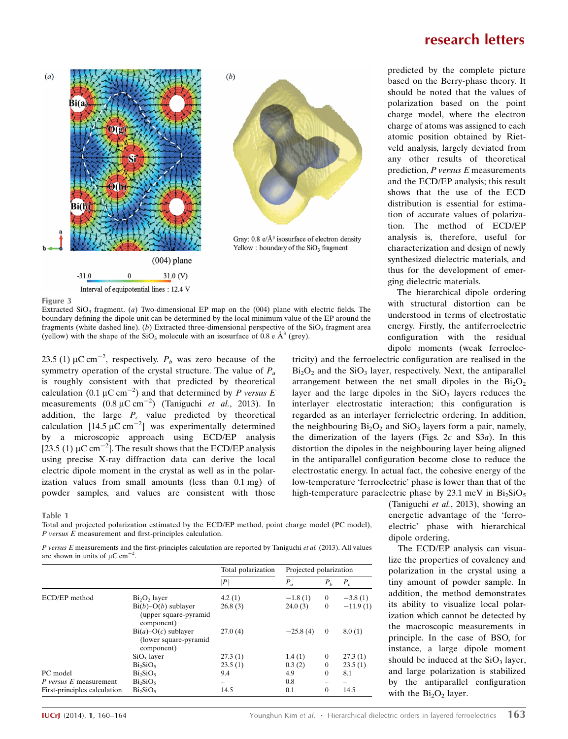Figure 3

Extracted $SiO_3$ fragment. (*a*) Two-dimensional EP map on the (004) plane with electric fields. The boundary defining the dipole unit can be determined by the local minimum value of the EP around the fragments (white dashed line). (*b*) Extracted three-dimensional perspective of the $SiO_3$ fragment area (yellow) with the shape of the $SiO_3$ molecule with an isosurface of 0.8 e Å$^3$ (grey).

predicted by the complete picture based on the Berry-phase theory. It should be noted that the values of polarization based on the point charge model, where the electron charge of atoms was assigned to each atomic position obtained by Rietveld analysis, largely deviated from any other results of theoretical prediction, *P versus E* measurements and the ECD/EP analysis; this result shows that the use of the ECD distribution is essential for estimation of accurate values of polarization. The method of ECD/EP analysis is, therefore, useful for characterization and design of newly synthesized dielectric materials, and thus for the development of emerging dielectric materials.

The hierarchical dipole ordering with structural distortion can be understood in terms of electrostatic energy. Firstly, the antiferroelectric configuration with the residual dipole moments (weak ferroelectricity) and the ferroelectric configuration are realised in the $Bi_2O_2$ and the $SiO_3$ layer, respectively. Next, the antiparallel arrangement between the net small dipoles in the $Bi_2O_2$ layer and the large dipoles in the $SiO_3$ layers reduces the interlayer electrostatic interaction; this configuration is regarded as an interlayer ferrielectric ordering. In addition, the neighbouring $Bi_2O_2$ and $SiO_3$ layers form a pair, namely, the dimerization of the layers (Figs. 2*c* and S3*a*). In this distortion the dipoles in the neighbouring layer being aligned in the antiparallel configuration become close to reduce the electrostatic energy. In actual fact, the cohesive energy of the low-temperature 'ferroelectric' phase is lower than that of the high-temperature paraelectric phase by 23.1 meV in $Bi_2SiO_5$ (Taniguchi *et al.*, 2013), showing an energetic advantage of the 'ferroelectric' phase with hierarchical dipole ordering.

23.5 (1) μC cm$^{-2}$, respectively. $P_b$ was zero because of the symmetry operation of the crystal structure. The value of $P_a$ is roughly consistent with that predicted by theoretical calculation (0.1 μC cm$^{-2}$) and that determined by *P versus E* measurements (0.8 μC cm$^{-2}$) (Taniguchi *et al.*, 2013). In addition, the large $P_c$ value predicted by theoretical calculation [14.5 μC cm$^{-2}$] was experimentally determined by a microscopic approach using ECD/EP analysis [23.5 (1) μC cm$^{-2}$]. The result shows that the ECD/EP analysis using precise X-ray diffraction data can derive the local electric dipole moment in the crystal as well as in the polarization values from small amounts (less than 0.1 mg) of powder samples, and values are consistent with those

The ECD/EP analysis can visualize the properties of covalency and polarization in the crystal using a tiny amount of powder sample. In addition, the method demonstrates its ability to visualize local polarization which cannot be detected by the macroscopic measurements in principle. In the case of BSO, for instance, a large dipole moment should be induced at the $SiO_3$ layer, and large polarization is stabilized by the antiparallel configuration with the $Bi_2O_2$ layer.

Table 1

Total and projected polarization estimated by the ECD/EP method, point charge model (PC model), *P versus E* measurement and first-principles calculation.

*P versus E* measurements and the first-principles calculation are reported by Taniguchi *et al.* (2013). All values are shown in units of μC cm$^{-2}$.

| | | Total polarization | Projected polarization | | |
|---|---|---|---|---|---|
| | | $\|P\|$ | $P_a$ | $P_b$ | $P_c$ |
| ECD/EP method | $Bi_2O_2$ layer | 4.2 (1) | −1.8 (1) | 0 | −3.8 (1) |
| | Bi(*b*)–O(*b*) sublayer (upper square-pyramid component) | 26.8 (3) | 24.0 (3) | 0 | −11.9 (1) |
| | Bi(*a*)–O(*c*) sublayer (lower square-pyramid component) | 27.0 (4) | −25.8 (4) | 0 | 8.0 (1) |
| | $SiO_3$ layer | 27.3 (1) | 1.4 (1) | 0 | 27.3 (1) |
| | $Bi_2SiO_5$ | 23.5 (1) | 0.3 (2) | 0 | 23.5 (1) |
| PC model | $Bi_2SiO_5$ | 9.4 | 4.9 | 0 | 8.1 |
| *P versus E* measurement | $Bi_2SiO_5$ | – | 0.8 | – | – |
| First-principles calculation | $Bi_2SiO_5$ | 14.5 | 0.1 | 0 | 14.5 |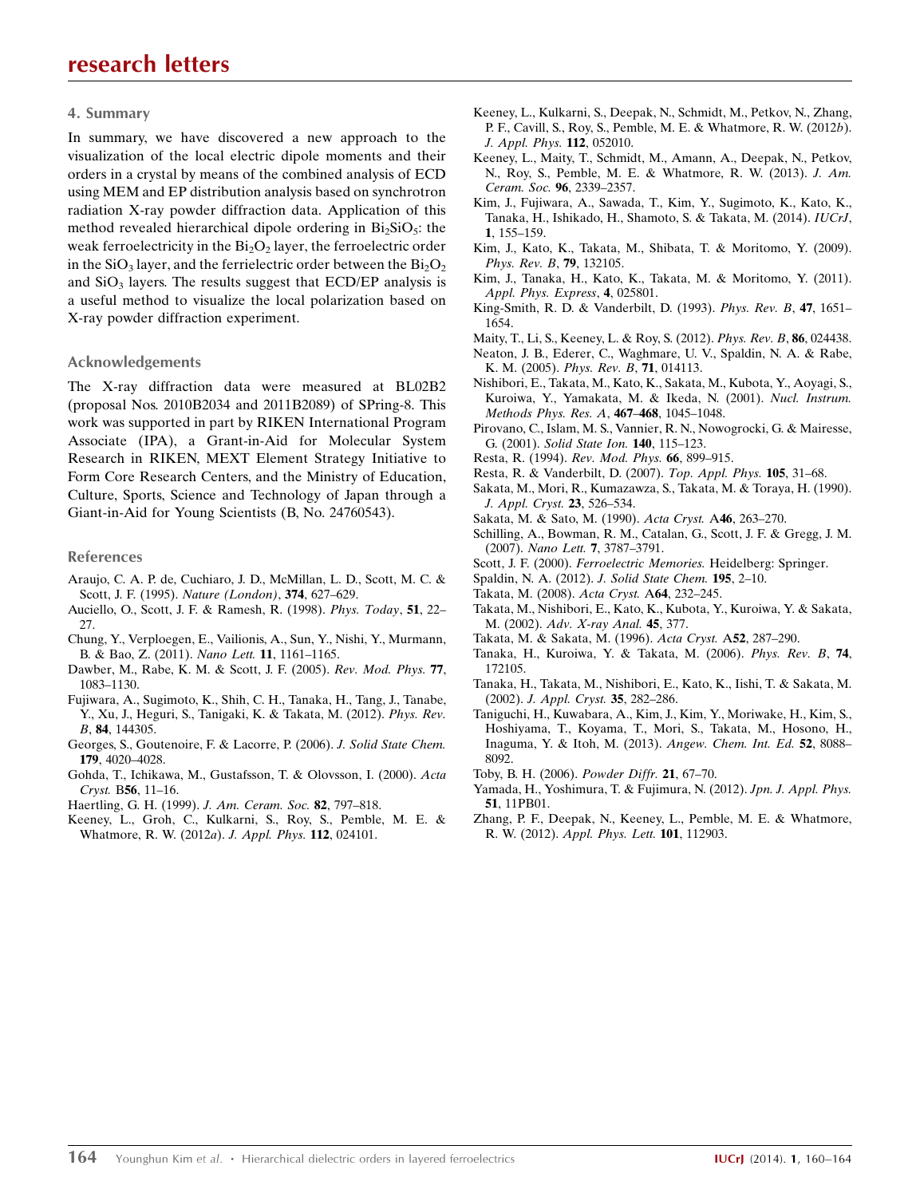## 4. Summary

In summary, we have discovered a new approach to the visualization of the local electric dipole moments and their orders in a crystal by means of the combined analysis of ECD using MEM and EP distribution analysis based on synchrotron radiation X-ray powder diffraction data. Application of this method revealed hierarchical dipole ordering in $Bi_2SiO_5$: the weak ferroelectricity in the $Bi_2O_2$ layer, the ferroelectric order in the $SiO_3$ layer, and the ferrielectric order between the $Bi_2O_2$ and $SiO_3$ layers. The results suggest that ECD/EP analysis is a useful method to visualize the local polarization based on X-ray powder diffraction experiment.

### Acknowledgements

The X-ray diffraction data were measured at BL02B2 (proposal Nos. 2010B2034 and 2011B2089) of SPring-8. This work was supported in part by RIKEN International Program Associate (IPA), a Grant-in-Aid for Molecular System Research in RIKEN, MEXT Element Strategy Initiative to Form Core Research Centers, and the Ministry of Education, Culture, Sports, Science and Technology of Japan through a Giant-in-Aid for Young Scientists (B, No. 24760543).

### References

Araujo, C. A. P. de, Cuchiaro, J. D., McMillan, L. D., Scott, M. C. & Scott, J. F. (1995). *Nature (London)*, **374**, 627–629.

Auciello, O., Scott, J. F. & Ramesh, R. (1998). *Phys. Today*, **51**, 22–27.

Chung, Y., Verploegen, E., Vailionis, A., Sun, Y., Nishi, Y., Murmann, B. & Bao, Z. (2011). *Nano Lett.* **11**, 1161–1165.

Dawber, M., Rabe, K. M. & Scott, J. F. (2005). *Rev. Mod. Phys.* **77**, 1083–1130.

Fujiwara, A., Sugimoto, K., Shih, C. H., Tanaka, H., Tang, J., Tanabe, Y., Xu, J., Heguri, S., Tanigaki, K. & Takata, M. (2012). *Phys. Rev. B*, **84**, 144305.

Georges, S., Goutenoire, F. & Lacorre, P. (2006). *J. Solid State Chem.* **179**, 4020–4028.

Gohda, T., Ichikawa, M., Gustafsson, T. & Olovsson, I. (2000). *Acta Cryst.* B**56**, 11–16.

Haertling, G. H. (1999). *J. Am. Ceram. Soc.* **82**, 797–818.

Keeney, L., Groh, C., Kulkarni, S., Roy, S., Pemble, M. E. & Whatmore, R. W. (2012*a*). *J. Appl. Phys.* **112**, 024101.

Keeney, L., Kulkarni, S., Deepak, N., Schmidt, M., Petkov, N., Zhang, P. F., Cavill, S., Roy, S., Pemble, M. E. & Whatmore, R. W. (2012*b*). *J. Appl. Phys.* **112**, 052010.

Keeney, L., Maity, T., Schmidt, M., Amann, A., Deepak, N., Petkov, N., Roy, S., Pemble, M. E. & Whatmore, R. W. (2013). *J. Am. Ceram. Soc.* **96**, 2339–2357.

Kim, J., Fujiwara, A., Sawada, T., Kim, Y., Sugimoto, K., Kato, K., Tanaka, H., Ishikado, H., Shamoto, S. & Takata, M. (2014). *IUCrJ*, **1**, 155–159.

Kim, J., Kato, K., Takata, M., Shibata, T. & Moritomo, Y. (2009). *Phys. Rev. B*, **79**, 132105.

Kim, J., Tanaka, H., Kato, K., Takata, M. & Moritomo, Y. (2011). *Appl. Phys. Express*, **4**, 025801.

King-Smith, R. D. & Vanderbilt, D. (1993). *Phys. Rev. B*, **47**, 1651–1654.

Maity, T., Li, S., Keeney, L. & Roy, S. (2012). *Phys. Rev. B*, **86**, 024438.

Neaton, J. B., Ederer, C., Waghmare, U. V., Spaldin, N. A. & Rabe, K. M. (2005). *Phys. Rev. B*, **71**, 014113.

Nishibori, E., Takata, M., Kato, K., Sakata, M., Kubota, Y., Aoyagi, S., Kuroiwa, Y., Yamakata, M. & Ikeda, N. (2001). *Nucl. Instrum. Methods Phys. Res. A*, **467–468**, 1045–1048.

Pirovano, C., Islam, M. S., Vannier, R. N., Nowogrocki, G. & Mairesse, G. (2001). *Solid State Ion.* **140**, 115–123.

Resta, R. (1994). *Rev. Mod. Phys.* **66**, 899–915.

Resta, R. & Vanderbilt, D. (2007). *Top. Appl. Phys.* **105**, 31–68.

Sakata, M., Mori, R., Kumazawza, S., Takata, M. & Toraya, H. (1990). *J. Appl. Cryst.* **23**, 526–534.

Sakata, M. & Sato, M. (1990). *Acta Cryst.* A**46**, 263–270.

Schilling, A., Bowman, R. M., Catalan, G., Scott, J. F. & Gregg, J. M. (2007). *Nano Lett.* **7**, 3787–3791.

Scott, J. F. (2000). *Ferroelectric Memories.* Heidelberg: Springer.

Spaldin, N. A. (2012). *J. Solid State Chem.* **195**, 2–10.

Takata, M. (2008). *Acta Cryst.* A**64**, 232–245.

Takata, M., Nishibori, E., Kato, K., Kubota, Y., Kuroiwa, Y. & Sakata, M. (2002). *Adv. X-ray Anal.* **45**, 377.

Takata, M. & Sakata, M. (1996). *Acta Cryst.* A**52**, 287–290.

Tanaka, H., Kuroiwa, Y. & Takata, M. (2006). *Phys. Rev. B*, **74**, 172105.

Tanaka, H., Takata, M., Nishibori, E., Kato, K., Iishi, T. & Sakata, M. (2002). *J. Appl. Cryst.* **35**, 282–286.

Taniguchi, H., Kuwabara, A., Kim, J., Kim, Y., Moriwake, H., Kim, S., Hoshiyama, T., Koyama, T., Mori, S., Takata, M., Hosono, H., Inaguma, Y. & Itoh, M. (2013). *Angew. Chem. Int. Ed.* **52**, 8088–8092.

Toby, B. H. (2006). *Powder Diffr.* **21**, 67–70.

Yamada, H., Yoshimura, T. & Fujimura, N. (2012). *Jpn. J. Appl. Phys.* **51**, 11PB01.

Zhang, P. F., Deepak, N., Keeney, L., Pemble, M. E. & Whatmore, R. W. (2012). *Appl. Phys. Lett.* **101**, 112903.